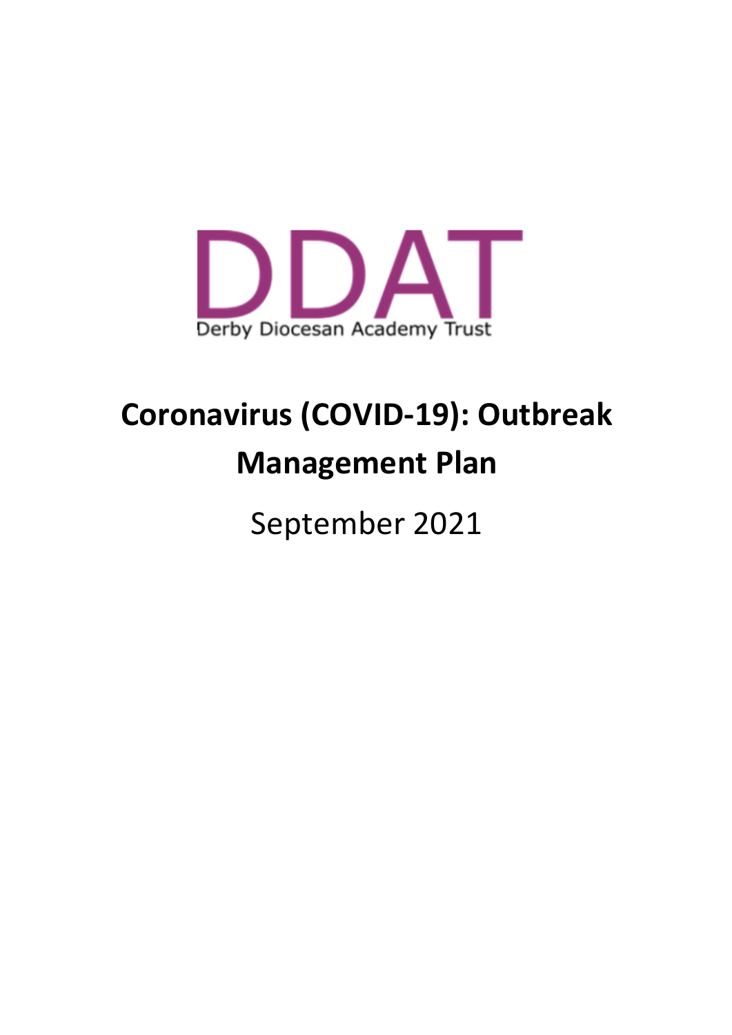DDAT

Derby Diocesan Academy Trust

# Coronavirus (COVID-19): Outbreak Management Plan

September 2021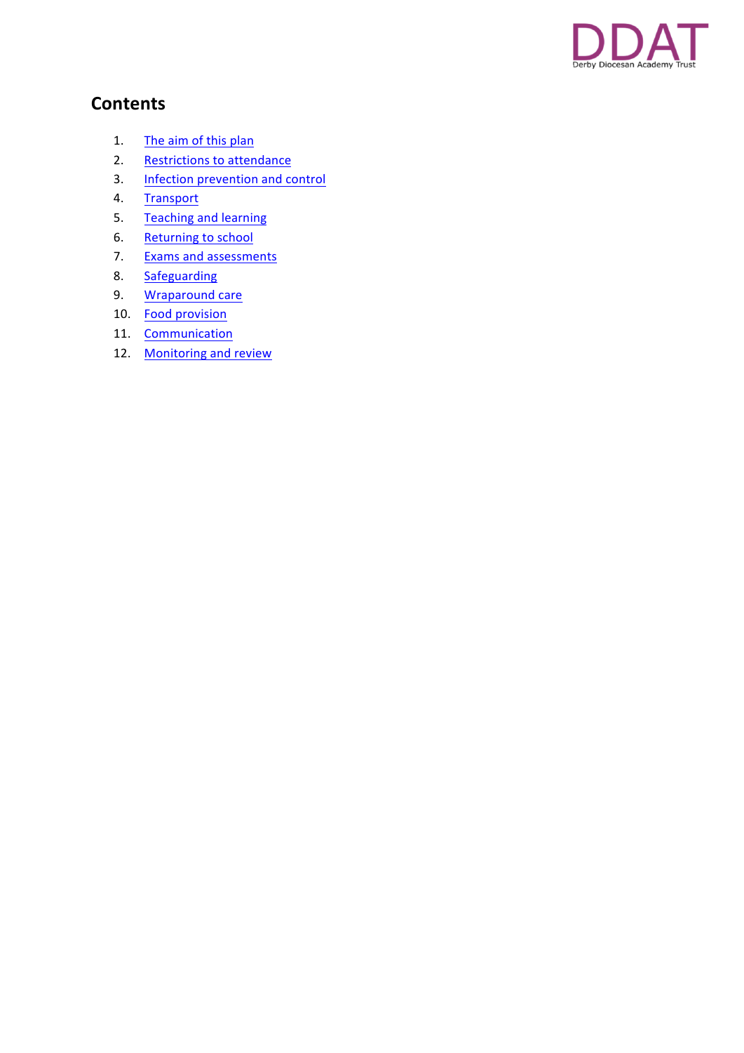## Contents

1. The aim of this plan
2. Restrictions to attendance
3. Infection prevention and control
4. Transport
5. Teaching and learning
6. Returning to school
7. Exams and assessments
8. Safeguarding
9. Wraparound care
10. Food provision
11. Communication
12. Monitoring and review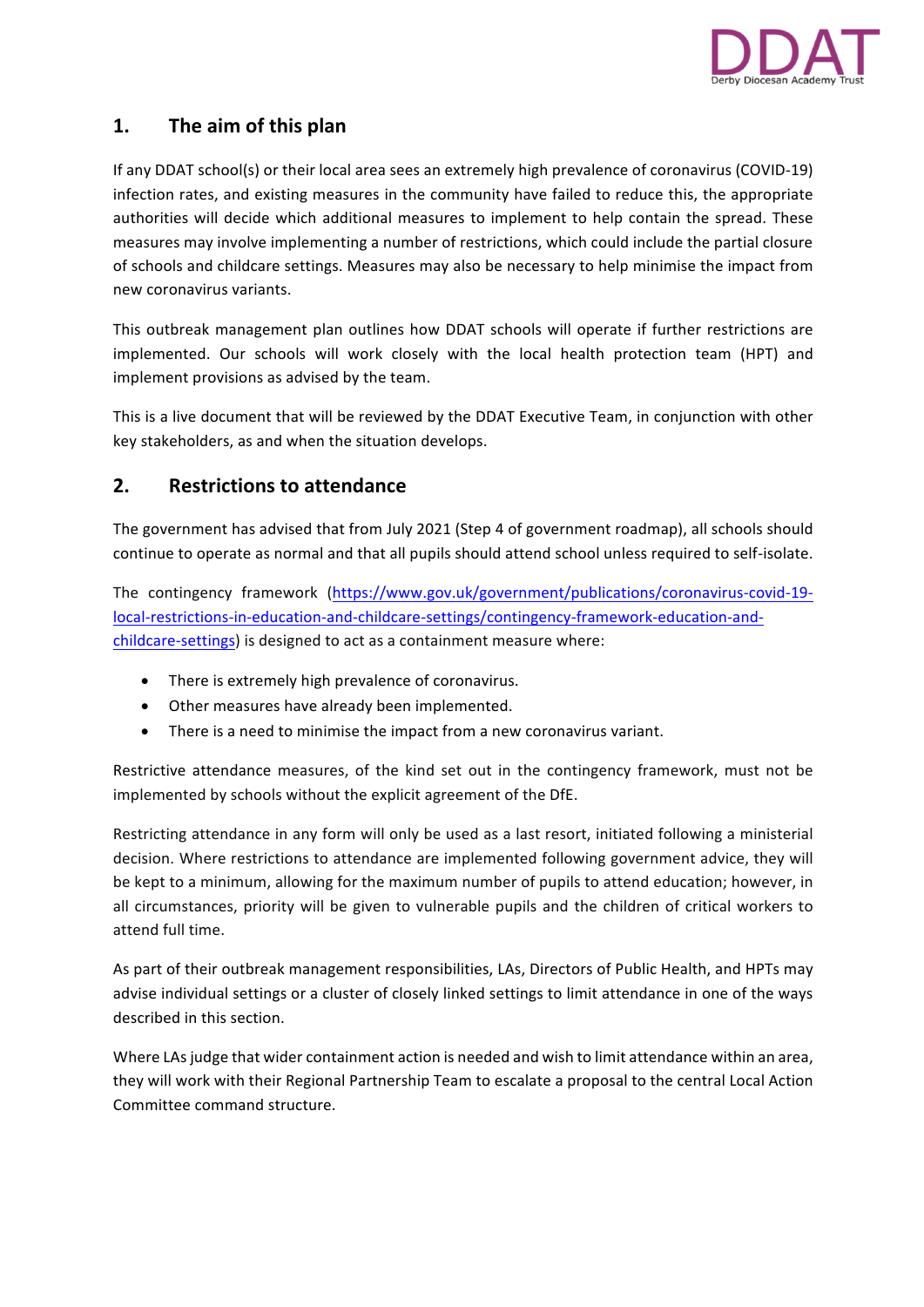## 1. The aim of this plan

If any DDAT school(s) or their local area sees an extremely high prevalence of coronavirus (COVID-19) infection rates, and existing measures in the community have failed to reduce this, the appropriate authorities will decide which additional measures to implement to help contain the spread. These measures may involve implementing a number of restrictions, which could include the partial closure of schools and childcare settings. Measures may also be necessary to help minimise the impact from new coronavirus variants.

This outbreak management plan outlines how DDAT schools will operate if further restrictions are implemented. Our schools will work closely with the local health protection team (HPT) and implement provisions as advised by the team.

This is a live document that will be reviewed by the DDAT Executive Team, in conjunction with other key stakeholders, as and when the situation develops.

## 2. Restrictions to attendance

The government has advised that from July 2021 (Step 4 of government roadmap), all schools should continue to operate as normal and that all pupils should attend school unless required to self-isolate.

The contingency framework ([https://www.gov.uk/government/publications/coronavirus-covid-19-local-restrictions-in-education-and-childcare-settings/contingency-framework-education-and-childcare-settings](https://www.gov.uk/government/publications/coronavirus-covid-19-local-restrictions-in-education-and-childcare-settings/contingency-framework-education-and-childcare-settings)) is designed to act as a containment measure where:

- There is extremely high prevalence of coronavirus.
- Other measures have already been implemented.
- There is a need to minimise the impact from a new coronavirus variant.

Restrictive attendance measures, of the kind set out in the contingency framework, must not be implemented by schools without the explicit agreement of the DfE.

Restricting attendance in any form will only be used as a last resort, initiated following a ministerial decision. Where restrictions to attendance are implemented following government advice, they will be kept to a minimum, allowing for the maximum number of pupils to attend education; however, in all circumstances, priority will be given to vulnerable pupils and the children of critical workers to attend full time.

As part of their outbreak management responsibilities, LAs, Directors of Public Health, and HPTs may advise individual settings or a cluster of closely linked settings to limit attendance in one of the ways described in this section.

Where LAs judge that wider containment action is needed and wish to limit attendance within an area, they will work with their Regional Partnership Team to escalate a proposal to the central Local Action Committee command structure.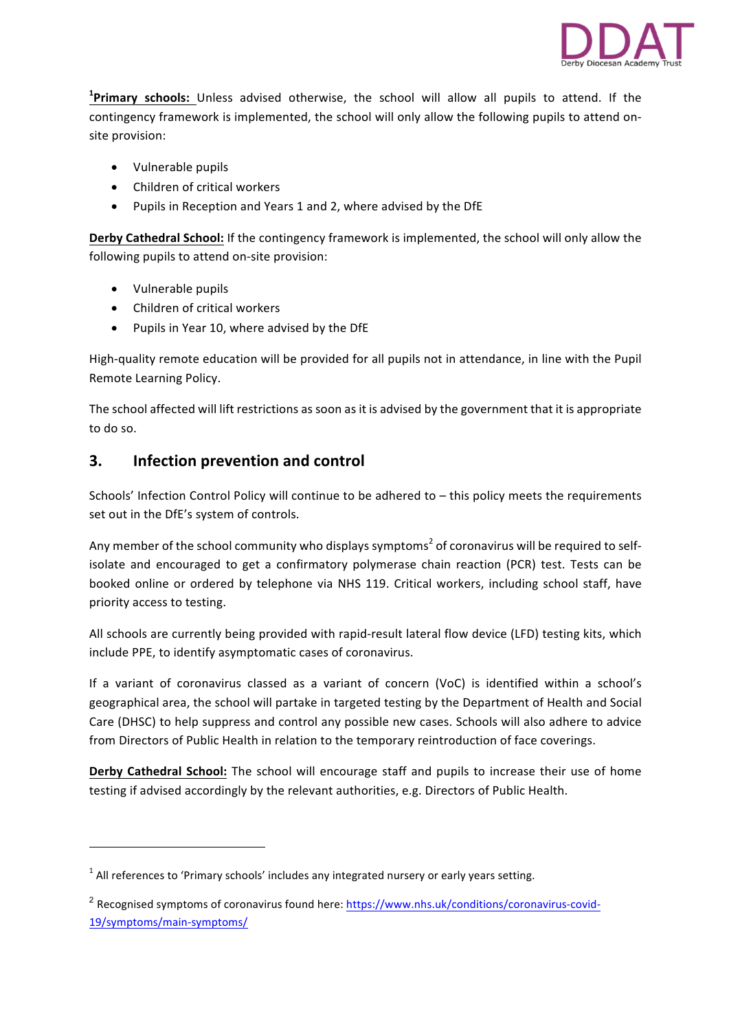[1]**Primary schools:** Unless advised otherwise, the school will allow all pupils to attend. If the contingency framework is implemented, the school will only allow the following pupils to attend on-site provision:

- Vulnerable pupils
- Children of critical workers
- Pupils in Reception and Years 1 and 2, where advised by the DfE

**Derby Cathedral School:** If the contingency framework is implemented, the school will only allow the following pupils to attend on-site provision:

- Vulnerable pupils
- Children of critical workers
- Pupils in Year 10, where advised by the DfE

High-quality remote education will be provided for all pupils not in attendance, in line with the Pupil Remote Learning Policy.

The school affected will lift restrictions as soon as it is advised by the government that it is appropriate to do so.

## 3. Infection prevention and control

Schools' Infection Control Policy will continue to be adhered to – this policy meets the requirements set out in the DfE's system of controls.

Any member of the school community who displays symptoms[2] of coronavirus will be required to self-isolate and encouraged to get a confirmatory polymerase chain reaction (PCR) test. Tests can be booked online or ordered by telephone via NHS 119. Critical workers, including school staff, have priority access to testing.

All schools are currently being provided with rapid-result lateral flow device (LFD) testing kits, which include PPE, to identify asymptomatic cases of coronavirus.

If a variant of coronavirus classed as a variant of concern (VoC) is identified within a school's geographical area, the school will partake in targeted testing by the Department of Health and Social Care (DHSC) to help suppress and control any possible new cases. Schools will also adhere to advice from Directors of Public Health in relation to the temporary reintroduction of face coverings.

**Derby Cathedral School:** The school will encourage staff and pupils to increase their use of home testing if advised accordingly by the relevant authorities, e.g. Directors of Public Health.

---

[1] All references to 'Primary schools' includes any integrated nursery or early years setting.

[2] Recognised symptoms of coronavirus found here: https://www.nhs.uk/conditions/coronavirus-covid-19/symptoms/main-symptoms/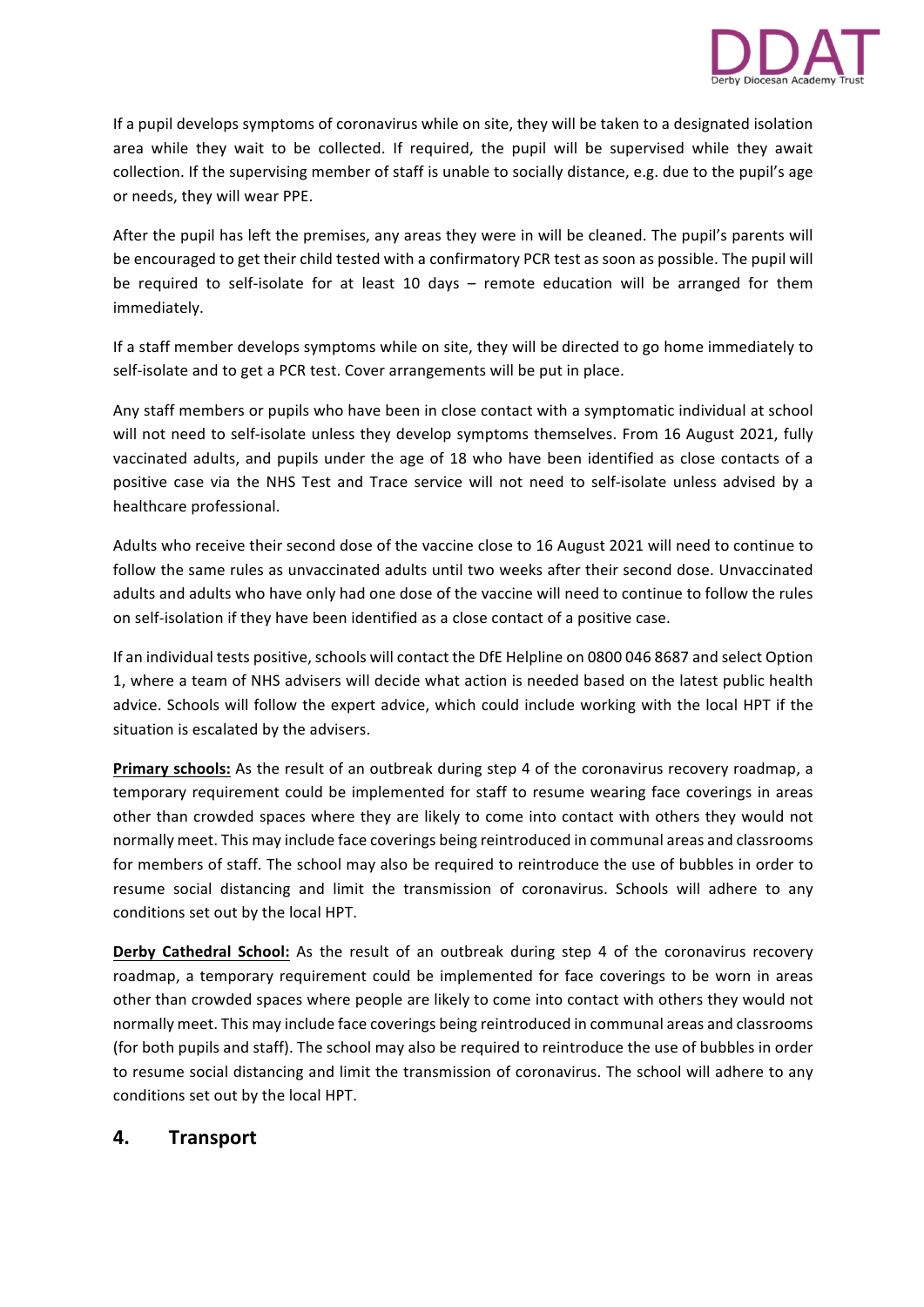If a pupil develops symptoms of coronavirus while on site, they will be taken to a designated isolation area while they wait to be collected. If required, the pupil will be supervised while they await collection. If the supervising member of staff is unable to socially distance, e.g. due to the pupil's age or needs, they will wear PPE.

After the pupil has left the premises, any areas they were in will be cleaned. The pupil's parents will be encouraged to get their child tested with a confirmatory PCR test as soon as possible. The pupil will be required to self-isolate for at least 10 days – remote education will be arranged for them immediately.

If a staff member develops symptoms while on site, they will be directed to go home immediately to self-isolate and to get a PCR test. Cover arrangements will be put in place.

Any staff members or pupils who have been in close contact with a symptomatic individual at school will not need to self-isolate unless they develop symptoms themselves. From 16 August 2021, fully vaccinated adults, and pupils under the age of 18 who have been identified as close contacts of a positive case via the NHS Test and Trace service will not need to self-isolate unless advised by a healthcare professional.

Adults who receive their second dose of the vaccine close to 16 August 2021 will need to continue to follow the same rules as unvaccinated adults until two weeks after their second dose. Unvaccinated adults and adults who have only had one dose of the vaccine will need to continue to follow the rules on self-isolation if they have been identified as a close contact of a positive case.

If an individual tests positive, schools will contact the DfE Helpline on 0800 046 8687 and select Option 1, where a team of NHS advisers will decide what action is needed based on the latest public health advice. Schools will follow the expert advice, which could include working with the local HPT if the situation is escalated by the advisers.

**Primary schools:** As the result of an outbreak during step 4 of the coronavirus recovery roadmap, a temporary requirement could be implemented for staff to resume wearing face coverings in areas other than crowded spaces where they are likely to come into contact with others they would not normally meet. This may include face coverings being reintroduced in communal areas and classrooms for members of staff. The school may also be required to reintroduce the use of bubbles in order to resume social distancing and limit the transmission of coronavirus. Schools will adhere to any conditions set out by the local HPT.

**Derby Cathedral School:** As the result of an outbreak during step 4 of the coronavirus recovery roadmap, a temporary requirement could be implemented for face coverings to be worn in areas other than crowded spaces where people are likely to come into contact with others they would not normally meet. This may include face coverings being reintroduced in communal areas and classrooms (for both pupils and staff). The school may also be required to reintroduce the use of bubbles in order to resume social distancing and limit the transmission of coronavirus. The school will adhere to any conditions set out by the local HPT.

## 4. Transport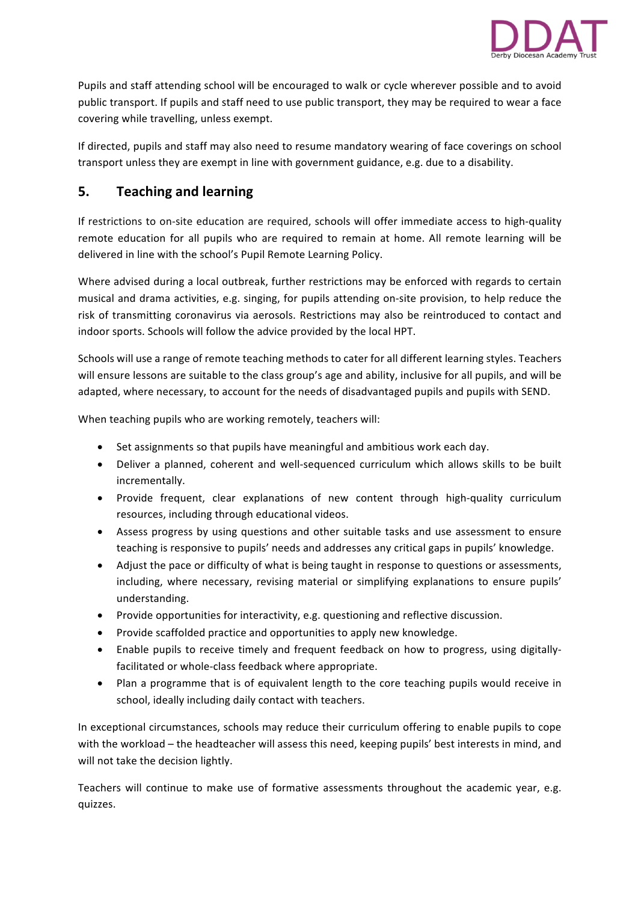Pupils and staff attending school will be encouraged to walk or cycle wherever possible and to avoid public transport. If pupils and staff need to use public transport, they may be required to wear a face covering while travelling, unless exempt.

If directed, pupils and staff may also need to resume mandatory wearing of face coverings on school transport unless they are exempt in line with government guidance, e.g. due to a disability.

## 5. Teaching and learning

If restrictions to on-site education are required, schools will offer immediate access to high-quality remote education for all pupils who are required to remain at home. All remote learning will be delivered in line with the school's Pupil Remote Learning Policy.

Where advised during a local outbreak, further restrictions may be enforced with regards to certain musical and drama activities, e.g. singing, for pupils attending on-site provision, to help reduce the risk of transmitting coronavirus via aerosols. Restrictions may also be reintroduced to contact and indoor sports. Schools will follow the advice provided by the local HPT.

Schools will use a range of remote teaching methods to cater for all different learning styles. Teachers will ensure lessons are suitable to the class group's age and ability, inclusive for all pupils, and will be adapted, where necessary, to account for the needs of disadvantaged pupils and pupils with SEND.

When teaching pupils who are working remotely, teachers will:

- Set assignments so that pupils have meaningful and ambitious work each day.
- Deliver a planned, coherent and well-sequenced curriculum which allows skills to be built incrementally.
- Provide frequent, clear explanations of new content through high-quality curriculum resources, including through educational videos.
- Assess progress by using questions and other suitable tasks and use assessment to ensure teaching is responsive to pupils' needs and addresses any critical gaps in pupils' knowledge.
- Adjust the pace or difficulty of what is being taught in response to questions or assessments, including, where necessary, revising material or simplifying explanations to ensure pupils' understanding.
- Provide opportunities for interactivity, e.g. questioning and reflective discussion.
- Provide scaffolded practice and opportunities to apply new knowledge.
- Enable pupils to receive timely and frequent feedback on how to progress, using digitally-facilitated or whole-class feedback where appropriate.
- Plan a programme that is of equivalent length to the core teaching pupils would receive in school, ideally including daily contact with teachers.

In exceptional circumstances, schools may reduce their curriculum offering to enable pupils to cope with the workload – the headteacher will assess this need, keeping pupils' best interests in mind, and will not take the decision lightly.

Teachers will continue to make use of formative assessments throughout the academic year, e.g. quizzes.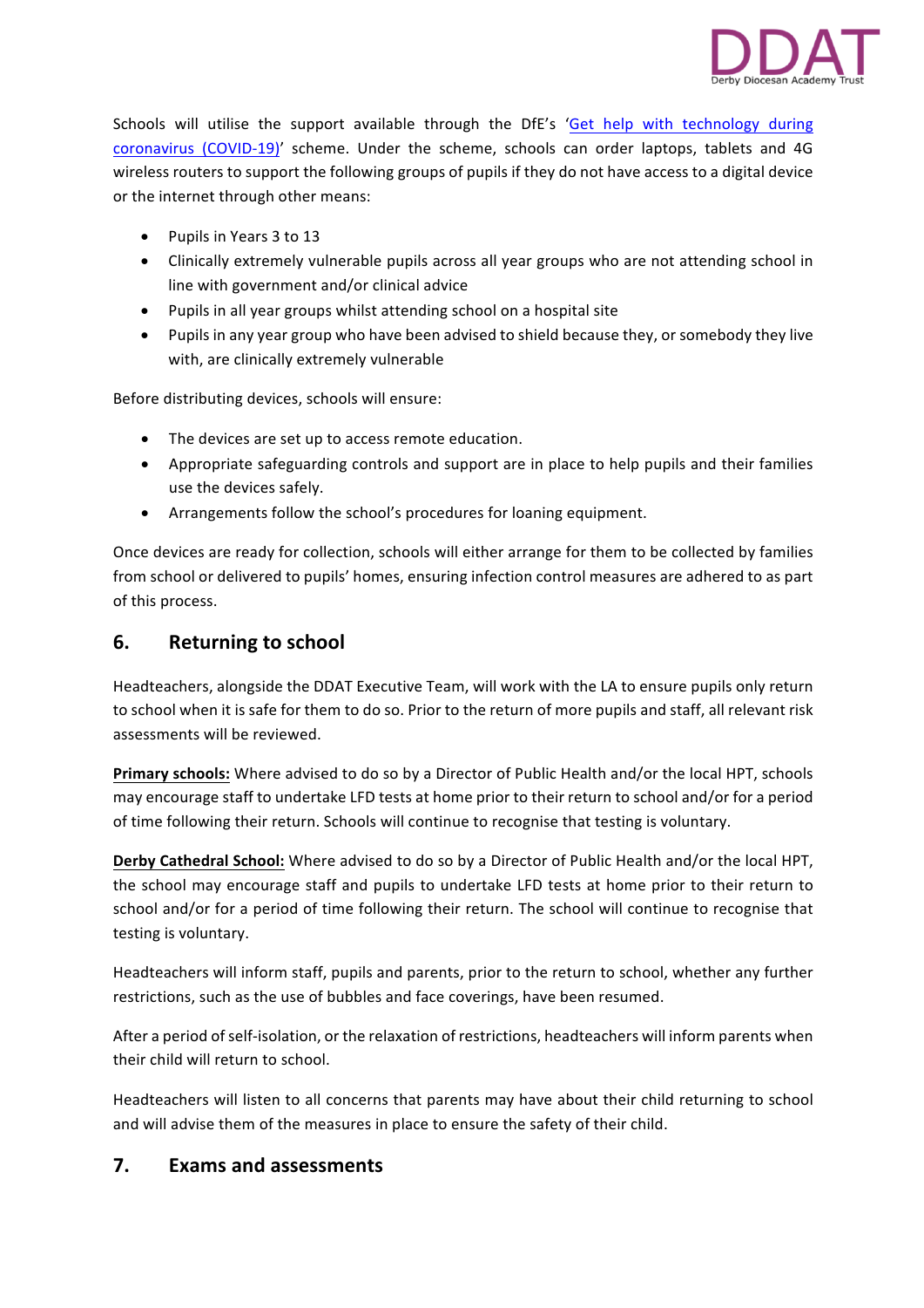Schools will utilise the support available through the DfE's '[Get help with technology during coronavirus (COVID-19)]' scheme. Under the scheme, schools can order laptops, tablets and 4G wireless routers to support the following groups of pupils if they do not have access to a digital device or the internet through other means:

- Pupils in Years 3 to 13
- Clinically extremely vulnerable pupils across all year groups who are not attending school in line with government and/or clinical advice
- Pupils in all year groups whilst attending school on a hospital site
- Pupils in any year group who have been advised to shield because they, or somebody they live with, are clinically extremely vulnerable

Before distributing devices, schools will ensure:

- The devices are set up to access remote education.
- Appropriate safeguarding controls and support are in place to help pupils and their families use the devices safely.
- Arrangements follow the school's procedures for loaning equipment.

Once devices are ready for collection, schools will either arrange for them to be collected by families from school or delivered to pupils' homes, ensuring infection control measures are adhered to as part of this process.

## 6. Returning to school

Headteachers, alongside the DDAT Executive Team, will work with the LA to ensure pupils only return to school when it is safe for them to do so. Prior to the return of more pupils and staff, all relevant risk assessments will be reviewed.

**Primary schools:** Where advised to do so by a Director of Public Health and/or the local HPT, schools may encourage staff to undertake LFD tests at home prior to their return to school and/or for a period of time following their return. Schools will continue to recognise that testing is voluntary.

**Derby Cathedral School:** Where advised to do so by a Director of Public Health and/or the local HPT, the school may encourage staff and pupils to undertake LFD tests at home prior to their return to school and/or for a period of time following their return. The school will continue to recognise that testing is voluntary.

Headteachers will inform staff, pupils and parents, prior to the return to school, whether any further restrictions, such as the use of bubbles and face coverings, have been resumed.

After a period of self-isolation, or the relaxation of restrictions, headteachers will inform parents when their child will return to school.

Headteachers will listen to all concerns that parents may have about their child returning to school and will advise them of the measures in place to ensure the safety of their child.

## 7. Exams and assessments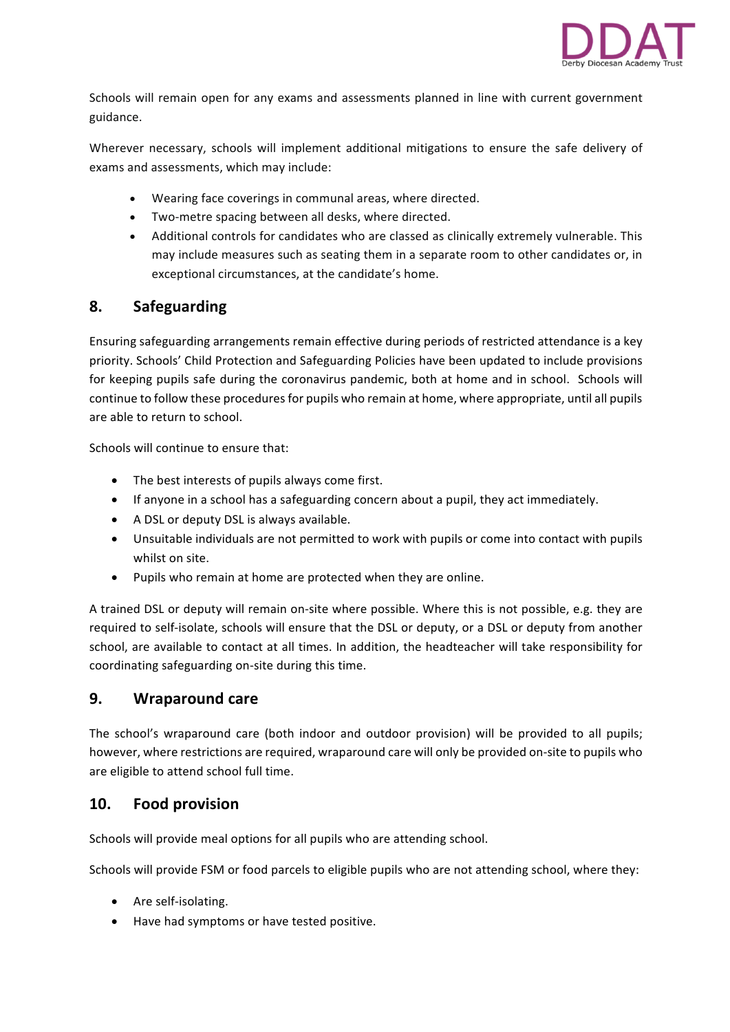Schools will remain open for any exams and assessments planned in line with current government guidance.

Wherever necessary, schools will implement additional mitigations to ensure the safe delivery of exams and assessments, which may include:

- Wearing face coverings in communal areas, where directed.
- Two-metre spacing between all desks, where directed.
- Additional controls for candidates who are classed as clinically extremely vulnerable. This may include measures such as seating them in a separate room to other candidates or, in exceptional circumstances, at the candidate's home.

## 8. Safeguarding

Ensuring safeguarding arrangements remain effective during periods of restricted attendance is a key priority. Schools' Child Protection and Safeguarding Policies have been updated to include provisions for keeping pupils safe during the coronavirus pandemic, both at home and in school. Schools will continue to follow these procedures for pupils who remain at home, where appropriate, until all pupils are able to return to school.

Schools will continue to ensure that:

- The best interests of pupils always come first.
- If anyone in a school has a safeguarding concern about a pupil, they act immediately.
- A DSL or deputy DSL is always available.
- Unsuitable individuals are not permitted to work with pupils or come into contact with pupils whilst on site.
- Pupils who remain at home are protected when they are online.

A trained DSL or deputy will remain on-site where possible. Where this is not possible, e.g. they are required to self-isolate, schools will ensure that the DSL or deputy, or a DSL or deputy from another school, are available to contact at all times. In addition, the headteacher will take responsibility for coordinating safeguarding on-site during this time.

## 9. Wraparound care

The school's wraparound care (both indoor and outdoor provision) will be provided to all pupils; however, where restrictions are required, wraparound care will only be provided on-site to pupils who are eligible to attend school full time.

## 10. Food provision

Schools will provide meal options for all pupils who are attending school.

Schools will provide FSM or food parcels to eligible pupils who are not attending school, where they:

- Are self-isolating.
- Have had symptoms or have tested positive.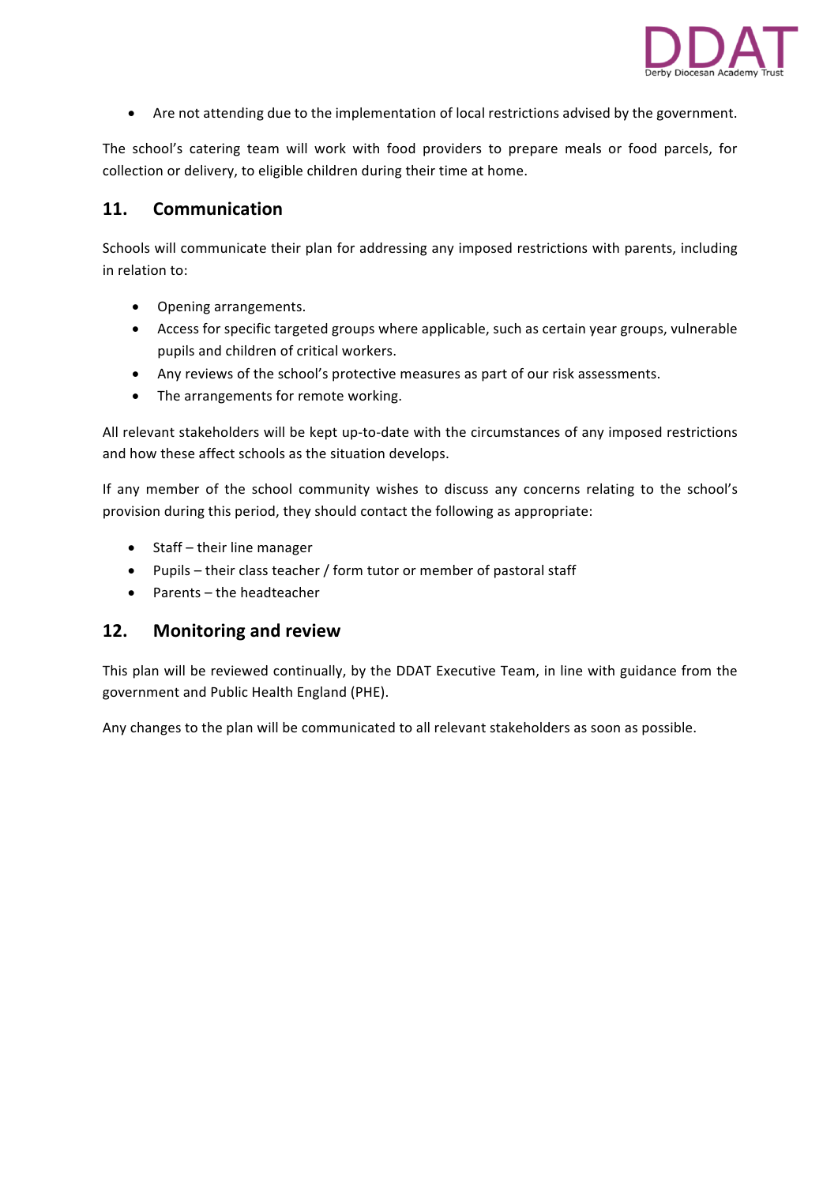- Are not attending due to the implementation of local restrictions advised by the government.

The school's catering team will work with food providers to prepare meals or food parcels, for collection or delivery, to eligible children during their time at home.

## 11. Communication

Schools will communicate their plan for addressing any imposed restrictions with parents, including in relation to:

- Opening arrangements.
- Access for specific targeted groups where applicable, such as certain year groups, vulnerable pupils and children of critical workers.
- Any reviews of the school's protective measures as part of our risk assessments.
- The arrangements for remote working.

All relevant stakeholders will be kept up-to-date with the circumstances of any imposed restrictions and how these affect schools as the situation develops.

If any member of the school community wishes to discuss any concerns relating to the school's provision during this period, they should contact the following as appropriate:

- Staff – their line manager
- Pupils – their class teacher / form tutor or member of pastoral staff
- Parents – the headteacher

## 12. Monitoring and review

This plan will be reviewed continually, by the DDAT Executive Team, in line with guidance from the government and Public Health England (PHE).

Any changes to the plan will be communicated to all relevant stakeholders as soon as possible.